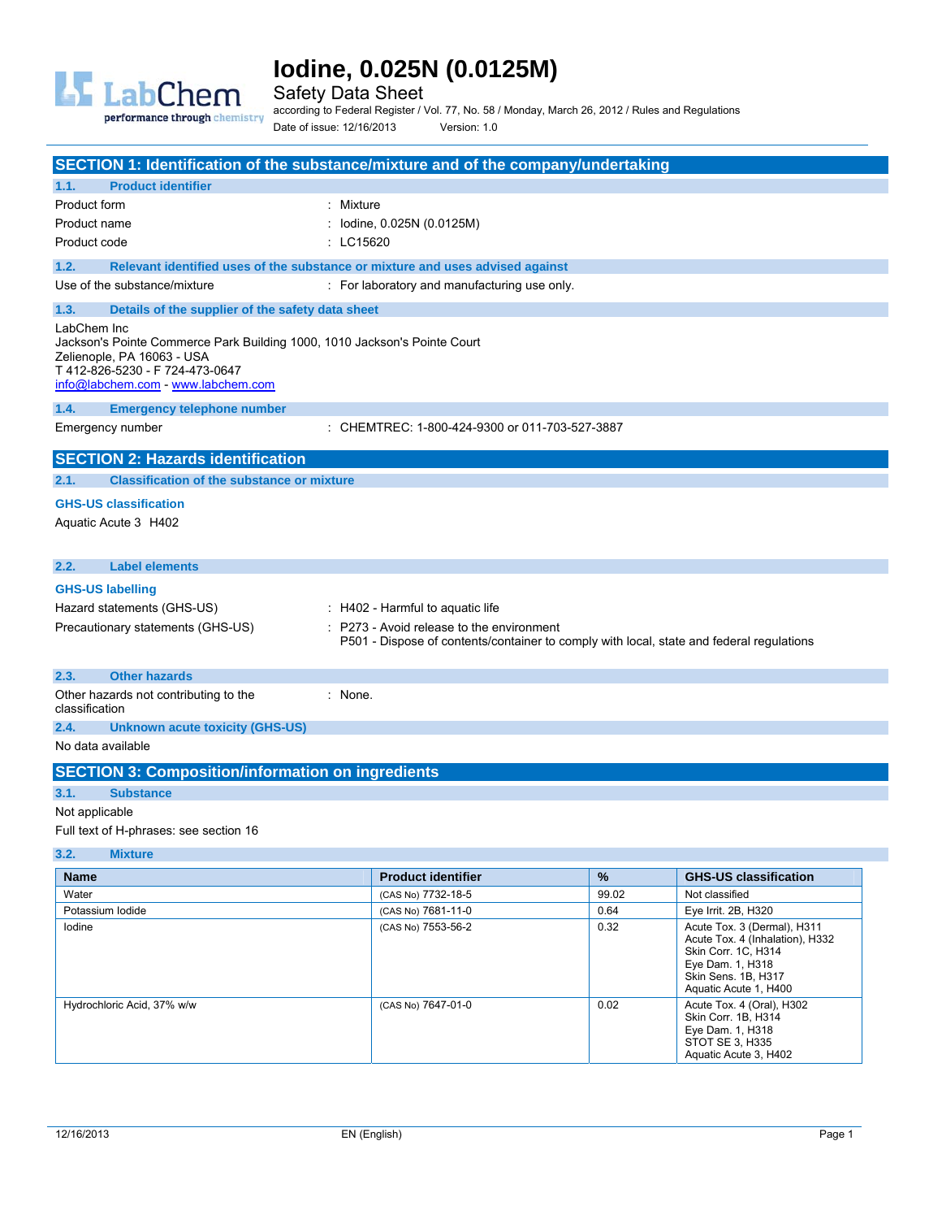# Iodine, 0.025N (0.0125M)

Safety Data Sheet

according to Federal Register / Vol. 77, No. 58 / Monday, March 26, 2012 / Rules and Regulations

Date of issue: 12/16/2013 Version: 1.0

## SECTION 1: Identification of the substance/mixture and of the company/undertaking

### 1.1. Product identifier

Product form : Mixture

Product name : Iodine, 0.025N (0.0125M)

Product code : LC15620

### 1.2. Relevant identified uses of the substance or mixture and uses advised against

Use of the substance/mixture : For laboratory and manufacturing use only.

### 1.3. Details of the supplier of the safety data sheet

LabChem Inc
Jackson's Pointe Commerce Park Building 1000, 1010 Jackson's Pointe Court
Zelienople, PA 16063 - USA
T 412-826-5230 - F 724-473-0647
info@labchem.com - www.labchem.com

### 1.4. Emergency telephone number

Emergency number : CHEMTREC: 1-800-424-9300 or 011-703-527-3887

## SECTION 2: Hazards identification

### 2.1. Classification of the substance or mixture

**GHS-US classification**

Aquatic Acute 3 H402

### 2.2. Label elements

**GHS-US labelling**

Hazard statements (GHS-US) : H402 - Harmful to aquatic life

Precautionary statements (GHS-US) : P273 - Avoid release to the environment
P501 - Dispose of contents/container to comply with local, state and federal regulations

### 2.3. Other hazards

Other hazards not contributing to the classification : None.

### 2.4. Unknown acute toxicity (GHS-US)

No data available

## SECTION 3: Composition/information on ingredients

### 3.1. Substance

Not applicable

Full text of H-phrases: see section 16

### 3.2. Mixture

| Name | Product identifier | % | GHS-US classification |
|---|---|---|---|
| Water | (CAS No) 7732-18-5 | 99.02 | Not classified |
| Potassium Iodide | (CAS No) 7681-11-0 | 0.64 | Eye Irrit. 2B, H320 |
| Iodine | (CAS No) 7553-56-2 | 0.32 | Acute Tox. 3 (Dermal), H311<br>Acute Tox. 4 (Inhalation), H332<br>Skin Corr. 1C, H314<br>Eye Dam. 1, H318<br>Skin Sens. 1B, H317<br>Aquatic Acute 1, H400 |
| Hydrochloric Acid, 37% w/w | (CAS No) 7647-01-0 | 0.02 | Acute Tox. 4 (Oral), H302<br>Skin Corr. 1B, H314<br>Eye Dam. 1, H318<br>STOT SE 3, H335<br>Aquatic Acute 3, H402 |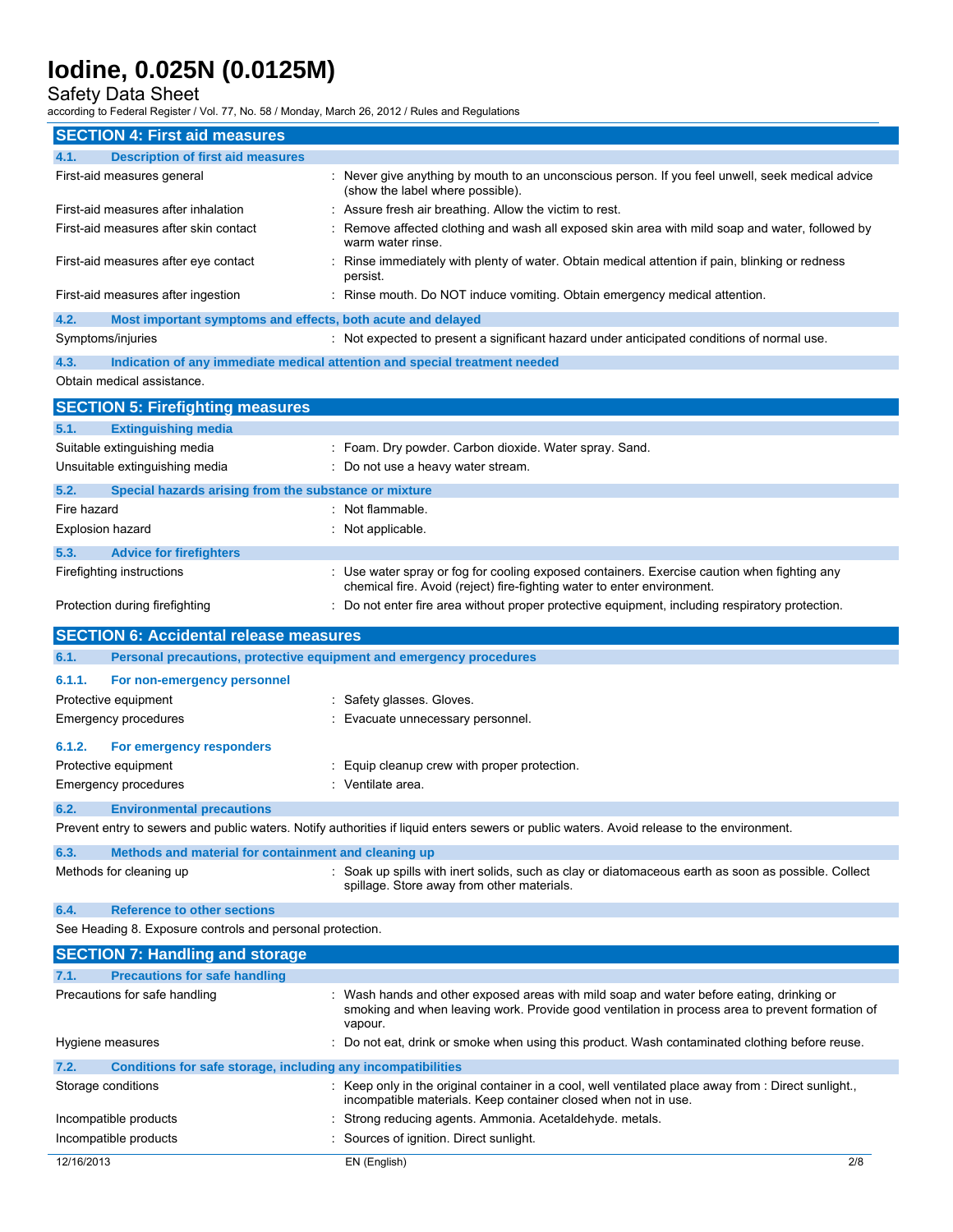## SECTION 4: First aid measures

### 4.1. Description of first aid measures

| | |
|---|---|
| First-aid measures general | : Never give anything by mouth to an unconscious person. If you feel unwell, seek medical advice (show the label where possible). |
| First-aid measures after inhalation | : Assure fresh air breathing. Allow the victim to rest. |
| First-aid measures after skin contact | : Remove affected clothing and wash all exposed skin area with mild soap and water, followed by warm water rinse. |
| First-aid measures after eye contact | : Rinse immediately with plenty of water. Obtain medical attention if pain, blinking or redness persist. |
| First-aid measures after ingestion | : Rinse mouth. Do NOT induce vomiting. Obtain emergency medical attention. |

### 4.2. Most important symptoms and effects, both acute and delayed

| | |
|---|---|
| Symptoms/injuries | : Not expected to present a significant hazard under anticipated conditions of normal use. |

### 4.3. Indication of any immediate medical attention and special treatment needed

Obtain medical assistance.

## SECTION 5: Firefighting measures

### 5.1. Extinguishing media

| | |
|---|---|
| Suitable extinguishing media | : Foam. Dry powder. Carbon dioxide. Water spray. Sand. |
| Unsuitable extinguishing media | : Do not use a heavy water stream. |

### 5.2. Special hazards arising from the substance or mixture

| | |
|---|---|
| Fire hazard | : Not flammable. |
| Explosion hazard | : Not applicable. |

### 5.3. Advice for firefighters

| | |
|---|---|
| Firefighting instructions | : Use water spray or fog for cooling exposed containers. Exercise caution when fighting any chemical fire. Avoid (reject) fire-fighting water to enter environment. |
| Protection during firefighting | : Do not enter fire area without proper protective equipment, including respiratory protection. |

## SECTION 6: Accidental release measures

### 6.1. Personal precautions, protective equipment and emergency procedures

#### 6.1.1. For non-emergency personnel

| | |
|---|---|
| Protective equipment | : Safety glasses. Gloves. |
| Emergency procedures | : Evacuate unnecessary personnel. |

#### 6.1.2. For emergency responders

| | |
|---|---|
| Protective equipment | : Equip cleanup crew with proper protection. |
| Emergency procedures | : Ventilate area. |

### 6.2. Environmental precautions

Prevent entry to sewers and public waters. Notify authorities if liquid enters sewers or public waters. Avoid release to the environment.

### 6.3. Methods and material for containment and cleaning up

| | |
|---|---|
| Methods for cleaning up | : Soak up spills with inert solids, such as clay or diatomaceous earth as soon as possible. Collect spillage. Store away from other materials. |

### 6.4. Reference to other sections

See Heading 8. Exposure controls and personal protection.

## SECTION 7: Handling and storage

### 7.1. Precautions for safe handling

| | |
|---|---|
| Precautions for safe handling | : Wash hands and other exposed areas with mild soap and water before eating, drinking or smoking and when leaving work. Provide good ventilation in process area to prevent formation of vapour. |
| Hygiene measures | : Do not eat, drink or smoke when using this product. Wash contaminated clothing before reuse. |

### 7.2. Conditions for safe storage, including any incompatibilities

| | |
|---|---|
| Storage conditions | : Keep only in the original container in a cool, well ventilated place away from : Direct sunlight., incompatible materials. Keep container closed when not in use. |
| Incompatible products | : Strong reducing agents. Ammonia. Acetaldehyde. metals. |
| Incompatible products | : Sources of ignition. Direct sunlight. |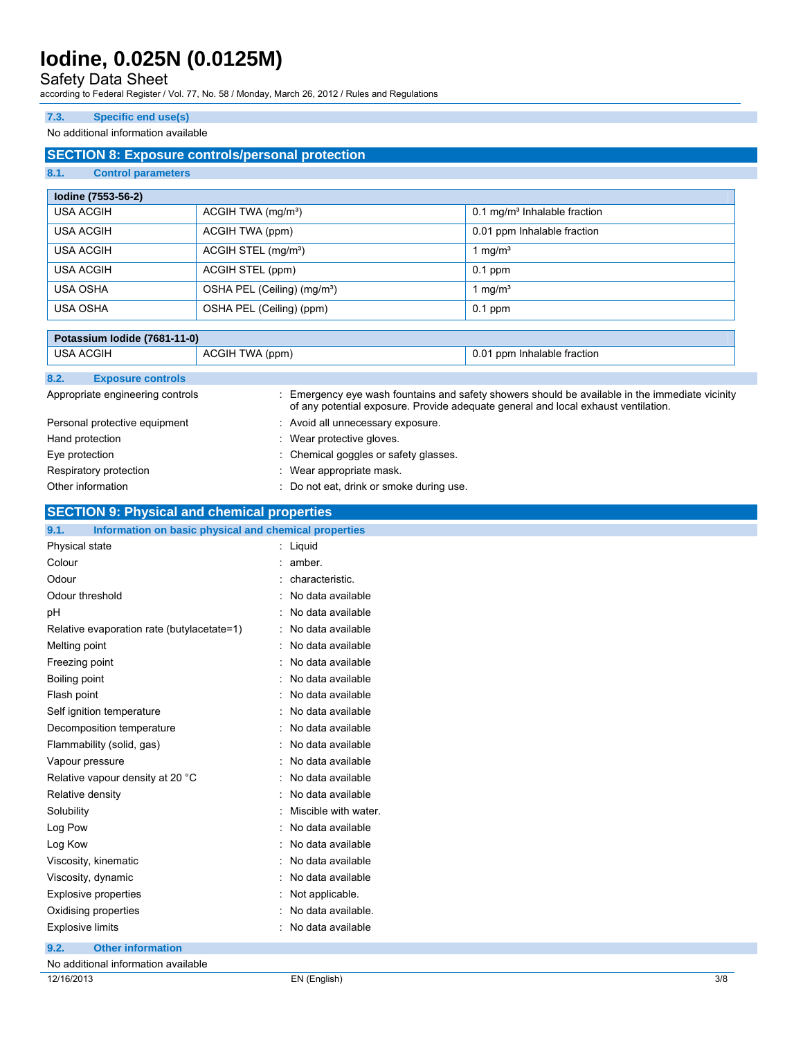### 7.3. Specific end use(s)

No additional information available

## SECTION 8: Exposure controls/personal protection

### 8.1. Control parameters

| Iodine (7553-56-2) | | |
|---|---|---|
| USA ACGIH | ACGIH TWA (mg/m³) | 0.1 mg/m³ Inhalable fraction |
| USA ACGIH | ACGIH TWA (ppm) | 0.01 ppm Inhalable fraction |
| USA ACGIH | ACGIH STEL (mg/m³) | 1 mg/m³ |
| USA ACGIH | ACGIH STEL (ppm) | 0.1 ppm |
| USA OSHA | OSHA PEL (Ceiling) (mg/m³) | 1 mg/m³ |
| USA OSHA | OSHA PEL (Ceiling) (ppm) | 0.1 ppm |

| Potassium Iodide (7681-11-0) | | |
|---|---|---|
| USA ACGIH | ACGIH TWA (ppm) | 0.01 ppm Inhalable fraction |

### 8.2. Exposure controls

Appropriate engineering controls : Emergency eye wash fountains and safety showers should be available in the immediate vicinity of any potential exposure. Provide adequate general and local exhaust ventilation.

Personal protective equipment : Avoid all unnecessary exposure.

Hand protection : Wear protective gloves.

Eye protection : Chemical goggles or safety glasses.

Respiratory protection : Wear appropriate mask.

Other information : Do not eat, drink or smoke during use.

## SECTION 9: Physical and chemical properties

### 9.1. Information on basic physical and chemical properties

Physical state : Liquid

Colour : amber.

Odour : characteristic.

Odour threshold : No data available

pH : No data available

Relative evaporation rate (butylacetate=1) : No data available

Melting point : No data available

Freezing point : No data available

Boiling point : No data available

Flash point : No data available

Self ignition temperature : No data available

Decomposition temperature : No data available

Flammability (solid, gas) : No data available

Vapour pressure : No data available

Relative vapour density at 20 °C : No data available

Relative density : No data available

Solubility : Miscible with water.

Log Pow : No data available

Log Kow : No data available

Viscosity, kinematic : No data available

Viscosity, dynamic : No data available

Explosive properties : Not applicable.

Oxidising properties : No data available.

Explosive limits : No data available

### 9.2. Other information

No additional information available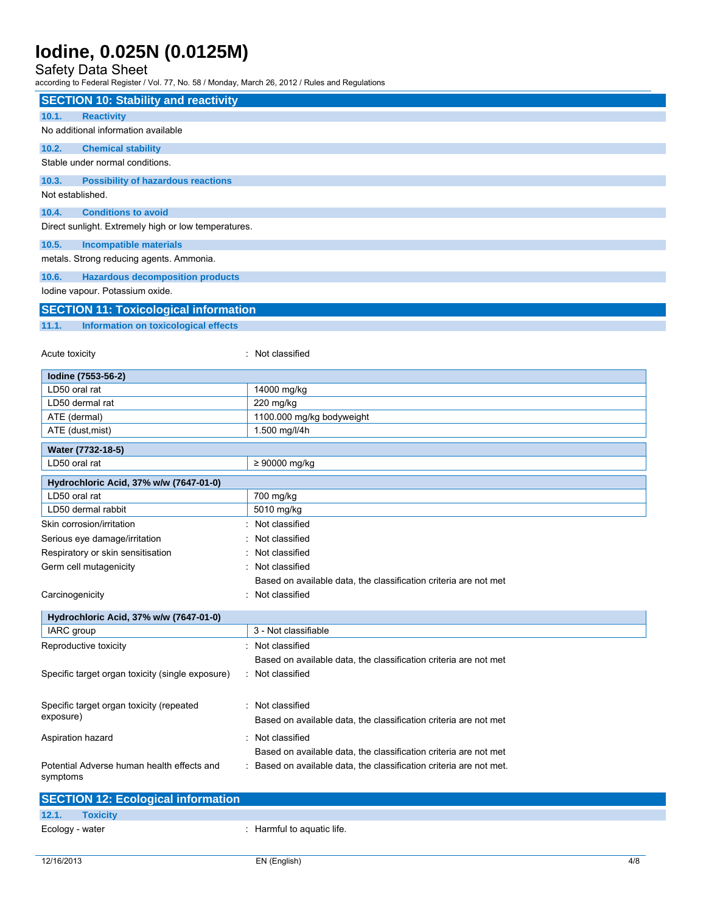## SECTION 10: Stability and reactivity

### 10.1. Reactivity

No additional information available

### 10.2. Chemical stability

Stable under normal conditions.

### 10.3. Possibility of hazardous reactions

Not established.

### 10.4. Conditions to avoid

Direct sunlight. Extremely high or low temperatures.

### 10.5. Incompatible materials

metals. Strong reducing agents. Ammonia.

### 10.6. Hazardous decomposition products

Iodine vapour. Potassium oxide.

## SECTION 11: Toxicological information

### 11.1. Information on toxicological effects

Acute toxicity : Not classified

| Iodine (7553-56-2) | |
|---|---|
| LD50 oral rat | 14000 mg/kg |
| LD50 dermal rat | 220 mg/kg |
| ATE (dermal) | 1100.000 mg/kg bodyweight |
| ATE (dust,mist) | 1.500 mg/l/4h |

| Water (7732-18-5) | |
|---|---|
| LD50 oral rat | ≥ 90000 mg/kg |

| Hydrochloric Acid, 37% w/w (7647-01-0) | |
|---|---|
| LD50 oral rat | 700 mg/kg |
| LD50 dermal rabbit | 5010 mg/kg |

Skin corrosion/irritation : Not classified

Serious eye damage/irritation : Not classified

Respiratory or skin sensitisation : Not classified

Germ cell mutagenicity : Not classified

Based on available data, the classification criteria are not met

Carcinogenicity : Not classified

| Hydrochloric Acid, 37% w/w (7647-01-0) | |
|---|---|
| IARC group | 3 - Not classifiable |

Reproductive toxicity : Not classified

Based on available data, the classification criteria are not met

Specific target organ toxicity (single exposure) : Not classified

Specific target organ toxicity (repeated exposure) : Not classified

Based on available data, the classification criteria are not met

Aspiration hazard : Not classified

Based on available data, the classification criteria are not met

Potential Adverse human health effects and symptoms : Based on available data, the classification criteria are not met.

## SECTION 12: Ecological information

### 12.1. Toxicity

Ecology - water : Harmful to aquatic life.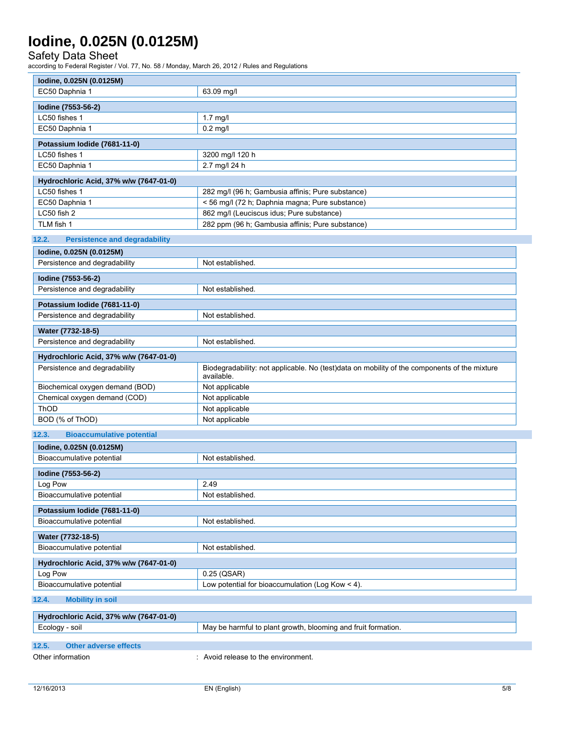| Iodine, 0.025N (0.0125M) | |
|---|---|
| EC50 Daphnia 1 | 63.09 mg/l |

| Iodine (7553-56-2) | |
|---|---|
| LC50 fishes 1 | 1.7 mg/l |
| EC50 Daphnia 1 | 0.2 mg/l |

| Potassium Iodide (7681-11-0) | |
|---|---|
| LC50 fishes 1 | 3200 mg/l 120 h |
| EC50 Daphnia 1 | 2.7 mg/l 24 h |

| Hydrochloric Acid, 37% w/w (7647-01-0) | |
|---|---|
| LC50 fishes 1 | 282 mg/l (96 h; Gambusia affinis; Pure substance) |
| EC50 Daphnia 1 | < 56 mg/l (72 h; Daphnia magna; Pure substance) |
| LC50 fish 2 | 862 mg/l (Leuciscus idus; Pure substance) |
| TLM fish 1 | 282 ppm (96 h; Gambusia affinis; Pure substance) |

### 12.2. Persistence and degradability

| Iodine, 0.025N (0.0125M) | |
|---|---|
| Persistence and degradability | Not established. |

| Iodine (7553-56-2) | |
|---|---|
| Persistence and degradability | Not established. |

| Potassium Iodide (7681-11-0) | |
|---|---|
| Persistence and degradability | Not established. |

| Water (7732-18-5) | |
|---|---|
| Persistence and degradability | Not established. |

| Hydrochloric Acid, 37% w/w (7647-01-0) | |
|---|---|
| Persistence and degradability | Biodegradability: not applicable. No (test)data on mobility of the components of the mixture available. |
| Biochemical oxygen demand (BOD) | Not applicable |
| Chemical oxygen demand (COD) | Not applicable |
| ThOD | Not applicable |
| BOD (% of ThOD) | Not applicable |

### 12.3. Bioaccumulative potential

| Iodine, 0.025N (0.0125M) | |
|---|---|
| Bioaccumulative potential | Not established. |

| Iodine (7553-56-2) | |
|---|---|
| Log Pow | 2.49 |
| Bioaccumulative potential | Not established. |

| Potassium Iodide (7681-11-0) | |
|---|---|
| Bioaccumulative potential | Not established. |

| Water (7732-18-5) | |
|---|---|
| Bioaccumulative potential | Not established. |

| Hydrochloric Acid, 37% w/w (7647-01-0) | |
|---|---|
| Log Pow | 0.25 (QSAR) |
| Bioaccumulative potential | Low potential for bioaccumulation (Log Kow < 4). |

### 12.4. Mobility in soil

| Hydrochloric Acid, 37% w/w (7647-01-0) | |
|---|---|
| Ecology - soil | May be harmful to plant growth, blooming and fruit formation. |

### 12.5. Other adverse effects

Other information : Avoid release to the environment.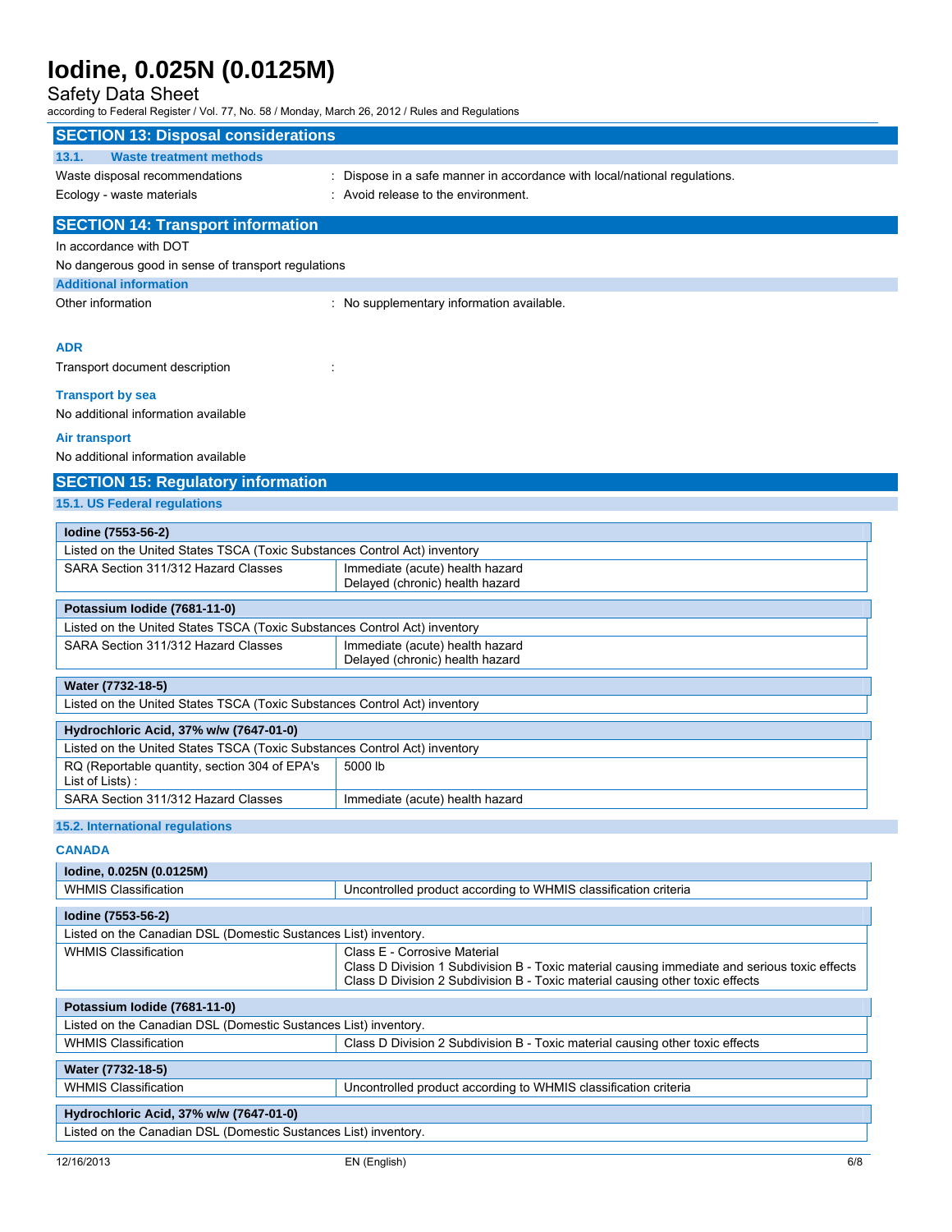## SECTION 13: Disposal considerations

### 13.1. Waste treatment methods

Waste disposal recommendations : Dispose in a safe manner in accordance with local/national regulations.

Ecology - waste materials : Avoid release to the environment.

## SECTION 14: Transport information

In accordance with DOT

No dangerous good in sense of transport regulations

### Additional information

Other information : No supplementary information available.

### ADR

Transport document description :

### Transport by sea

No additional information available

### Air transport

No additional information available

## SECTION 15: Regulatory information

### 15.1. US Federal regulations

| **Iodine (7553-56-2)** | |
|---|---|
| Listed on the United States TSCA (Toxic Substances Control Act) inventory | |
| SARA Section 311/312 Hazard Classes | Immediate (acute) health hazard<br>Delayed (chronic) health hazard |

| **Potassium Iodide (7681-11-0)** | |
|---|---|
| Listed on the United States TSCA (Toxic Substances Control Act) inventory | |
| SARA Section 311/312 Hazard Classes | Immediate (acute) health hazard<br>Delayed (chronic) health hazard |

| **Water (7732-18-5)** |
|---|
| Listed on the United States TSCA (Toxic Substances Control Act) inventory |

| **Hydrochloric Acid, 37% w/w (7647-01-0)** | |
|---|---|
| Listed on the United States TSCA (Toxic Substances Control Act) inventory | |
| RQ (Reportable quantity, section 304 of EPA's List of Lists) : | 5000 lb |
| SARA Section 311/312 Hazard Classes | Immediate (acute) health hazard |

### 15.2. International regulations

#### CANADA

| **Iodine, 0.025N (0.0125M)** | |
|---|---|
| WHMIS Classification | Uncontrolled product according to WHMIS classification criteria |

| **Iodine (7553-56-2)** | |
|---|---|
| Listed on the Canadian DSL (Domestic Substances List) inventory. | |
| WHMIS Classification | Class E - Corrosive Material<br>Class D Division 1 Subdivision B - Toxic material causing immediate and serious toxic effects<br>Class D Division 2 Subdivision B - Toxic material causing other toxic effects |

| **Potassium Iodide (7681-11-0)** | |
|---|---|
| Listed on the Canadian DSL (Domestic Substances List) inventory. | |
| WHMIS Classification | Class D Division 2 Subdivision B - Toxic material causing other toxic effects |

| **Water (7732-18-5)** | |
|---|---|
| WHMIS Classification | Uncontrolled product according to WHMIS classification criteria |

| **Hydrochloric Acid, 37% w/w (7647-01-0)** |
|---|
| Listed on the Canadian DSL (Domestic Substances List) inventory. |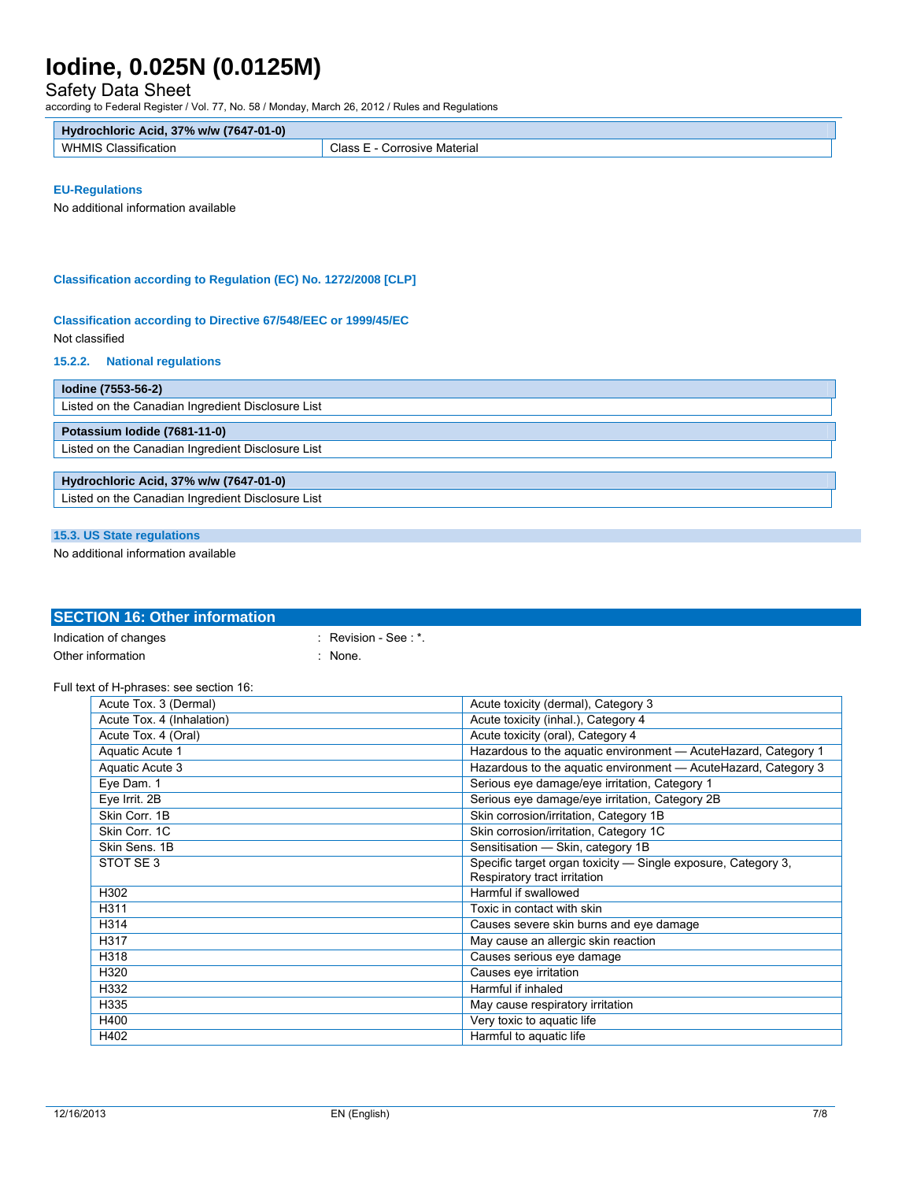| Hydrochloric Acid, 37% w/w (7647-01-0) | |
|---|---|
| WHMIS Classification | Class E - Corrosive Material |

**EU-Regulations**

No additional information available

**Classification according to Regulation (EC) No. 1272/2008 [CLP]**

**Classification according to Directive 67/548/EEC or 1999/45/EC**

Not classified

### 15.2.2. National regulations

| Iodine (7553-56-2) |
|---|
| Listed on the Canadian Ingredient Disclosure List |

| Potassium Iodide (7681-11-0) |
|---|
| Listed on the Canadian Ingredient Disclosure List |

| Hydrochloric Acid, 37% w/w (7647-01-0) |
|---|
| Listed on the Canadian Ingredient Disclosure List |

### 15.3. US State regulations

No additional information available

## SECTION 16: Other information

Indication of changes : Revision - See : *.

Other information : None.

Full text of H-phrases: see section 16:

| | |
|---|---|
| Acute Tox. 3 (Dermal) | Acute toxicity (dermal), Category 3 |
| Acute Tox. 4 (Inhalation) | Acute toxicity (inhal.), Category 4 |
| Acute Tox. 4 (Oral) | Acute toxicity (oral), Category 4 |
| Aquatic Acute 1 | Hazardous to the aquatic environment — AcuteHazard, Category 1 |
| Aquatic Acute 3 | Hazardous to the aquatic environment — AcuteHazard, Category 3 |
| Eye Dam. 1 | Serious eye damage/eye irritation, Category 1 |
| Eye Irrit. 2B | Serious eye damage/eye irritation, Category 2B |
| Skin Corr. 1B | Skin corrosion/irritation, Category 1B |
| Skin Corr. 1C | Skin corrosion/irritation, Category 1C |
| Skin Sens. 1B | Sensitisation — Skin, category 1B |
| STOT SE 3 | Specific target organ toxicity — Single exposure, Category 3, Respiratory tract irritation |
| H302 | Harmful if swallowed |
| H311 | Toxic in contact with skin |
| H314 | Causes severe skin burns and eye damage |
| H317 | May cause an allergic skin reaction |
| H318 | Causes serious eye damage |
| H320 | Causes eye irritation |
| H332 | Harmful if inhaled |
| H335 | May cause respiratory irritation |
| H400 | Very toxic to aquatic life |
| H402 | Harmful to aquatic life |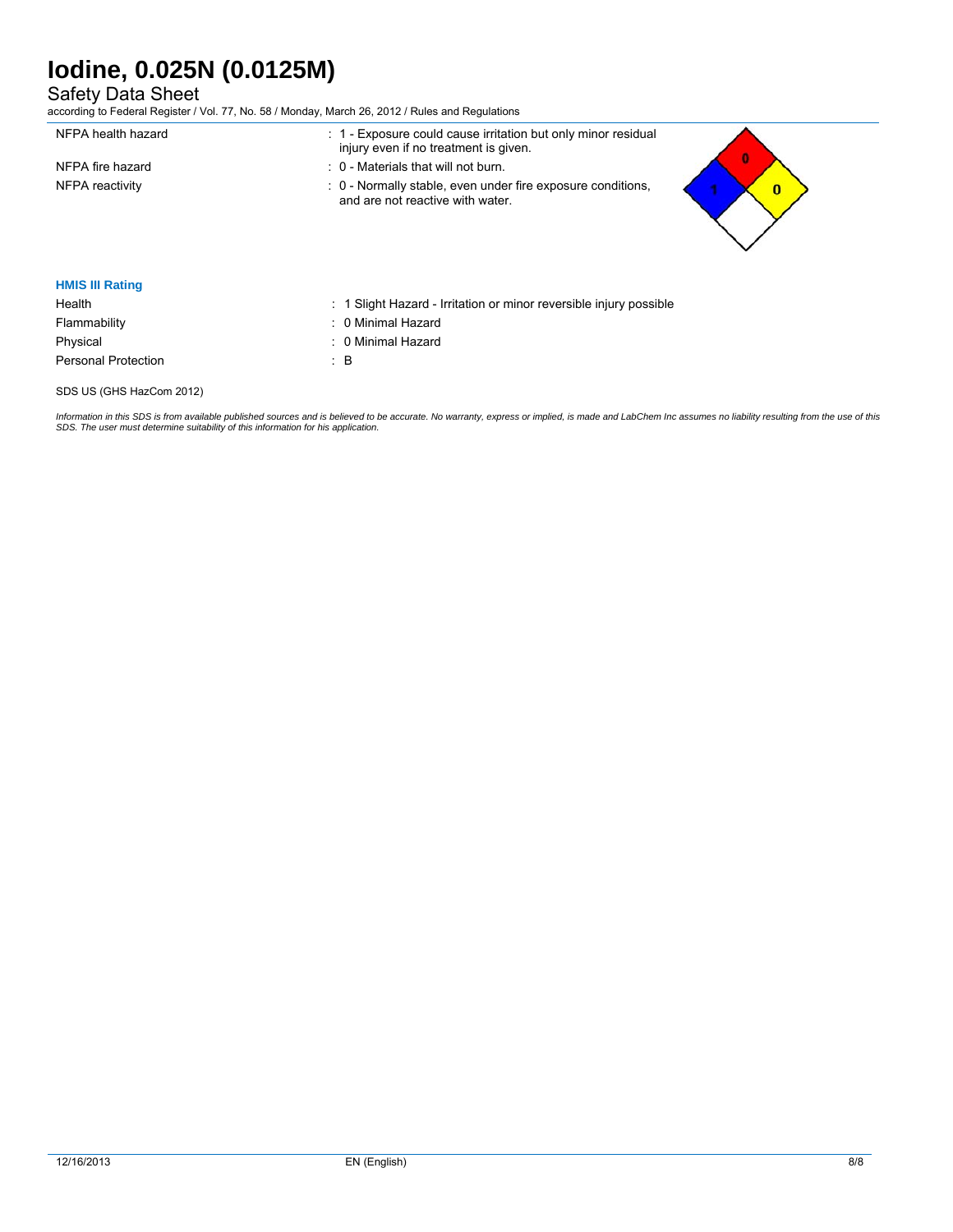| | |
|---|---|
| NFPA health hazard | : 1 - Exposure could cause irritation but only minor residual injury even if no treatment is given. |
| NFPA fire hazard | : 0 - Materials that will not burn. |
| NFPA reactivity | : 0 - Normally stable, even under fire exposure conditions, and are not reactive with water. |

**HMIS III Rating**

| | |
|---|---|
| Health | : 1 Slight Hazard - Irritation or minor reversible injury possible |
| Flammability | : 0 Minimal Hazard |
| Physical | : 0 Minimal Hazard |
| Personal Protection | : B |

SDS US (GHS HazCom 2012)

*Information in this SDS is from available published sources and is believed to be accurate. No warranty, express or implied, is made and LabChem Inc assumes no liability resulting from the use of this SDS. The user must determine suitability of this information for his application.*